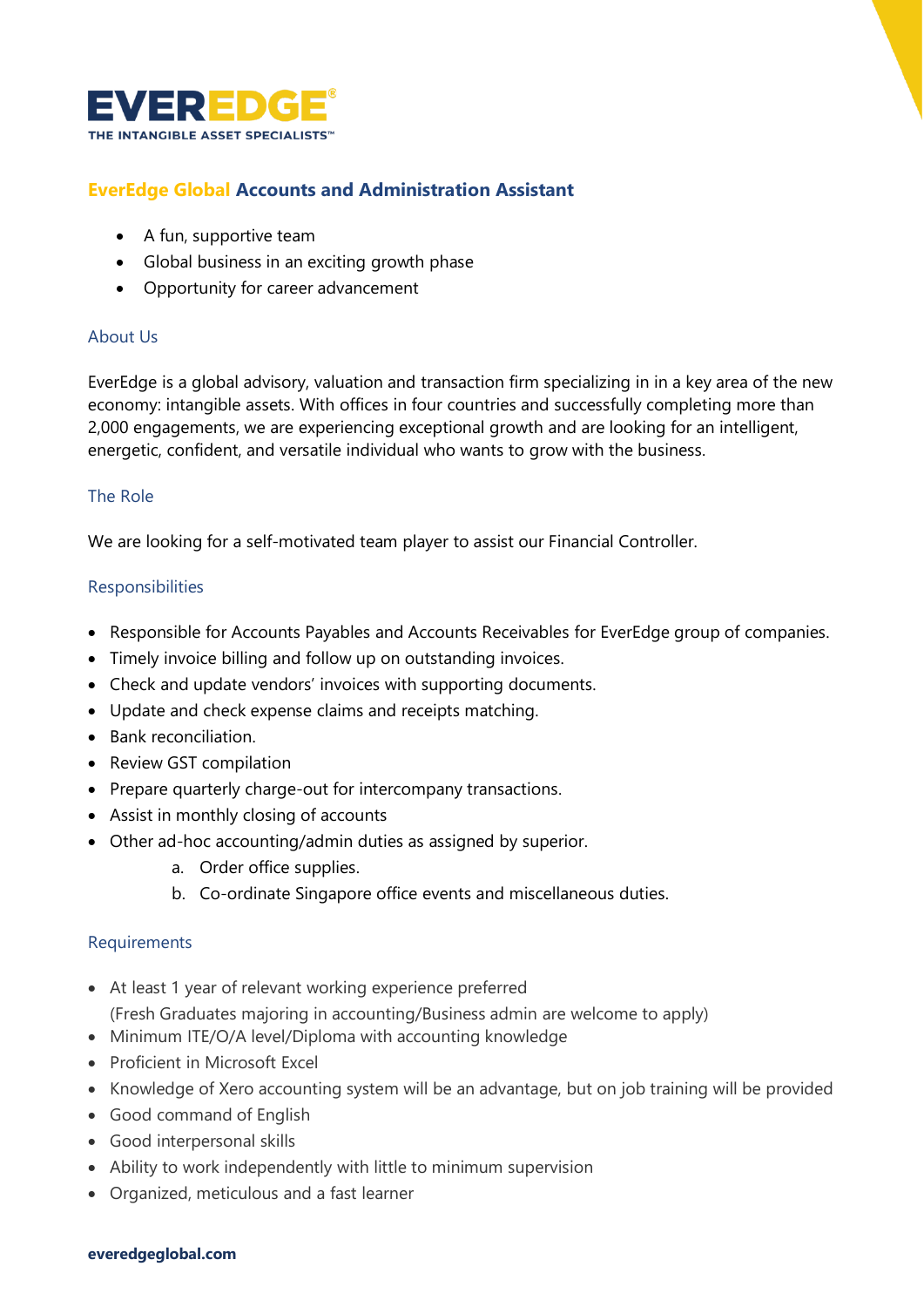EVEREDGE®

THE INTANGIBLE ASSET SPECIALISTS™

## EverEdge Global Accounts and Administration Assistant

- A fun, supportive team
- Global business in an exciting growth phase
- Opportunity for career advancement

### About Us

EverEdge is a global advisory, valuation and transaction firm specializing in in a key area of the new economy: intangible assets. With offices in four countries and successfully completing more than 2,000 engagements, we are experiencing exceptional growth and are looking for an intelligent, energetic, confident, and versatile individual who wants to grow with the business.

### The Role

We are looking for a self-motivated team player to assist our Financial Controller.

### Responsibilities

- Responsible for Accounts Payables and Accounts Receivables for EverEdge group of companies.
- Timely invoice billing and follow up on outstanding invoices.
- Check and update vendors' invoices with supporting documents.
- Update and check expense claims and receipts matching.
- Bank reconciliation.
- Review GST compilation
- Prepare quarterly charge-out for intercompany transactions.
- Assist in monthly closing of accounts
- Other ad-hoc accounting/admin duties as assigned by superior.
    a. Order office supplies.
    b. Co-ordinate Singapore office events and miscellaneous duties.

### Requirements

- At least 1 year of relevant working experience preferred
  (Fresh Graduates majoring in accounting/Business admin are welcome to apply)
- Minimum ITE/O/A level/Diploma with accounting knowledge
- Proficient in Microsoft Excel
- Knowledge of Xero accounting system will be an advantage, but on job training will be provided
- Good command of English
- Good interpersonal skills
- Ability to work independently with little to minimum supervision
- Organized, meticulous and a fast learner

**everedgeglobal.com**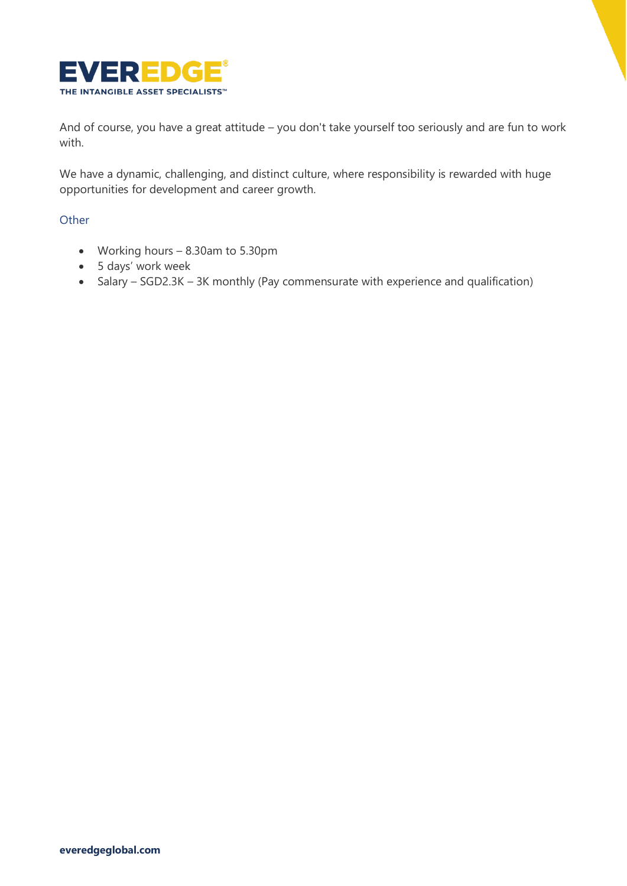And of course, you have a great attitude – you don't take yourself too seriously and are fun to work with.

We have a dynamic, challenging, and distinct culture, where responsibility is rewarded with huge opportunities for development and career growth.

### Other

- Working hours – 8.30am to 5.30pm
- 5 days' work week
- Salary – SGD2.3K – 3K monthly (Pay commensurate with experience and qualification)